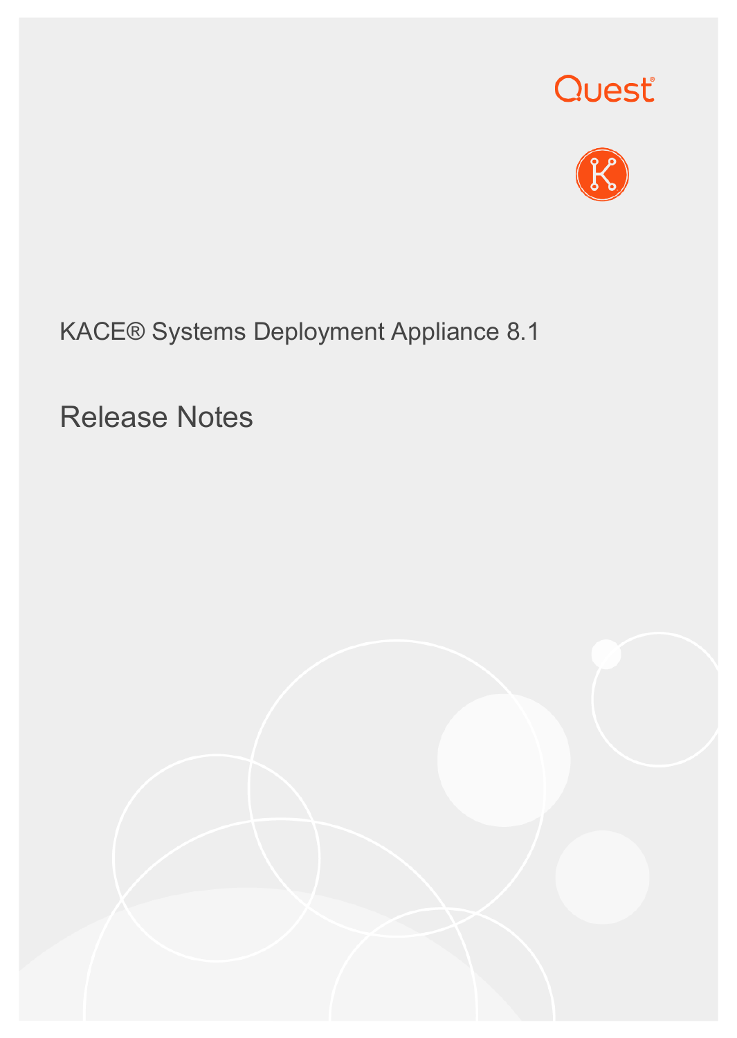Quest

# KACE® Systems Deployment Appliance 8.1

## Release Notes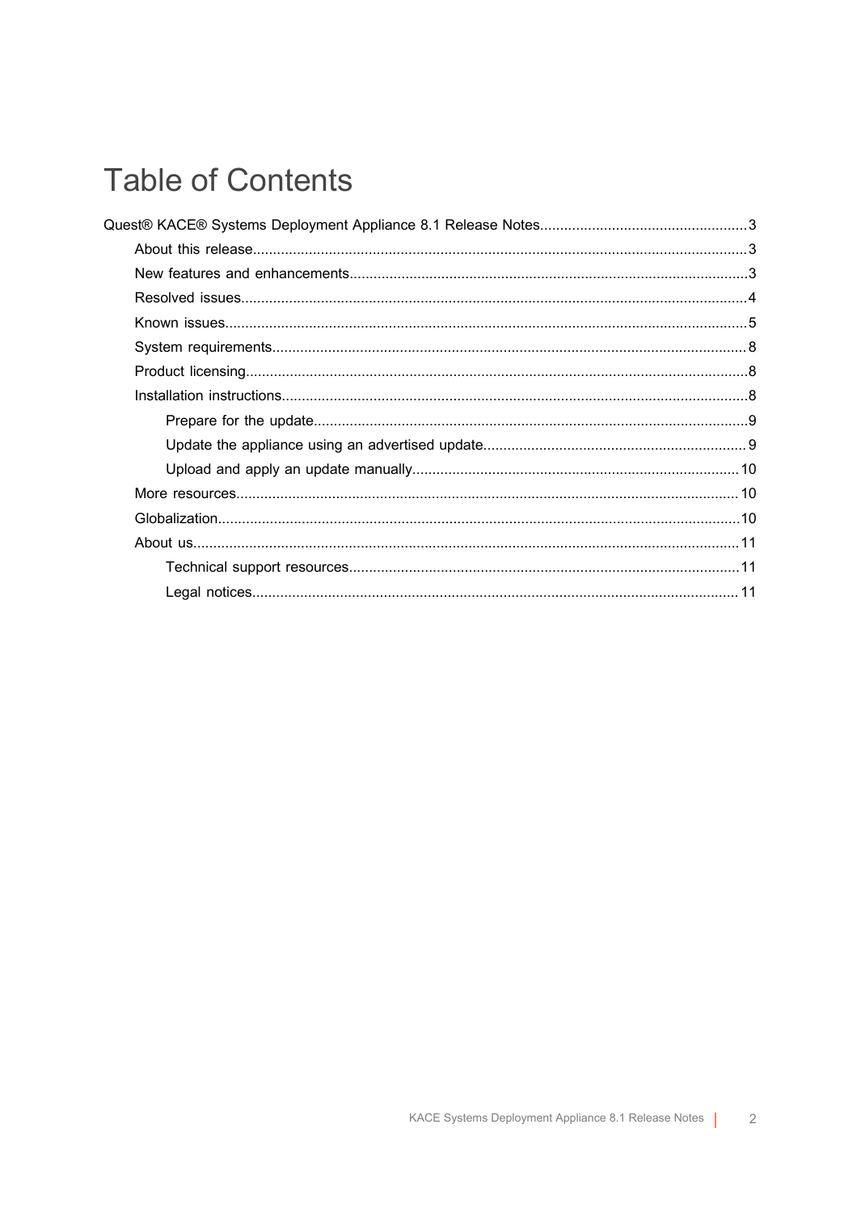# Table of Contents

Quest® KACE® Systems Deployment Appliance 8.1 Release Notes....................................................3

- About this release...........................................................................................................3
- New features and enhancements...................................................................................3
- Resolved issues..............................................................................................................4
- Known issues..................................................................................................................5
- System requirements......................................................................................................8
- Product licensing............................................................................................................8
- Installation instructions...................................................................................................8
  - Prepare for the update...........................................................................................9
  - Update the appliance using an advertised update.................................................9
  - Upload and apply an update manually.................................................................10
- More resources.............................................................................................................10
- Globalization.................................................................................................................10
- About us.......................................................................................................................11
  - Technical support resources................................................................................11
  - Legal notices........................................................................................................11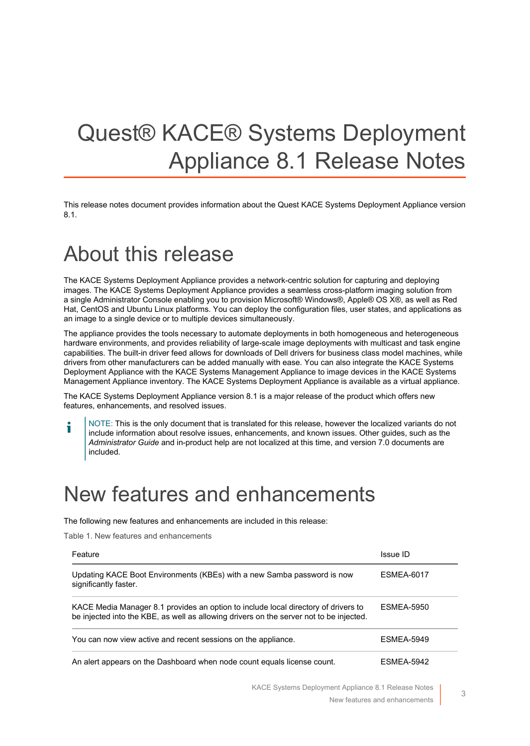# Quest® KACE® Systems Deployment Appliance 8.1 Release Notes

This release notes document provides information about the Quest KACE Systems Deployment Appliance version 8.1.

## About this release

The KACE Systems Deployment Appliance provides a network-centric solution for capturing and deploying images. The KACE Systems Deployment Appliance provides a seamless cross-platform imaging solution from a single Administrator Console enabling you to provision Microsoft® Windows®, Apple® OS X®, as well as Red Hat, CentOS and Ubuntu Linux platforms. You can deploy the configuration files, user states, and applications as an image to a single device or to multiple devices simultaneously.

The appliance provides the tools necessary to automate deployments in both homogeneous and heterogeneous hardware environments, and provides reliability of large-scale image deployments with multicast and task engine capabilities. The built-in driver feed allows for downloads of Dell drivers for business class model machines, while drivers from other manufacturers can be added manually with ease. You can also integrate the KACE Systems Deployment Appliance with the KACE Systems Management Appliance to image devices in the KACE Systems Management Appliance inventory. The KACE Systems Deployment Appliance is available as a virtual appliance.

The KACE Systems Deployment Appliance version 8.1 is a major release of the product which offers new features, enhancements, and resolved issues.

> NOTE: This is the only document that is translated for this release, however the localized variants do not include information about resolve issues, enhancements, and known issues. Other guides, such as the *Administrator Guide* and in-product help are not localized at this time, and version 7.0 documents are included.

## New features and enhancements

The following new features and enhancements are included in this release:

Table 1. New features and enhancements

| Feature | Issue ID |
|---|---|
| Updating KACE Boot Environments (KBEs) with a new Samba password is now significantly faster. | ESMEA-6017 |
| KACE Media Manager 8.1 provides an option to include local directory of drivers to be injected into the KBE, as well as allowing drivers on the server not to be injected. | ESMEA-5950 |
| You can now view active and recent sessions on the appliance. | ESMEA-5949 |
| An alert appears on the Dashboard when node count equals license count. | ESMEA-5942 |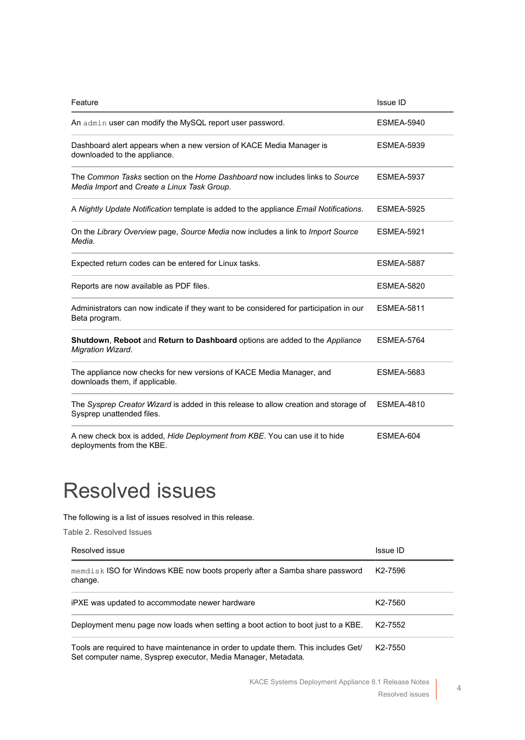| Feature | Issue ID |
| --- | --- |
| An `admin` user can modify the MySQL report user password. | ESMEA-5940 |
| Dashboard alert appears when a new version of KACE Media Manager is downloaded to the appliance. | ESMEA-5939 |
| The *Common Tasks* section on the *Home Dashboard* now includes links to *Source Media Import* and *Create a Linux Task Group*. | ESMEA-5937 |
| A *Nightly Update Notification* template is added to the appliance *Email Notifications*. | ESMEA-5925 |
| On the *Library Overview* page, *Source Media* now includes a link to *Import Source Media*. | ESMEA-5921 |
| Expected return codes can be entered for Linux tasks. | ESMEA-5887 |
| Reports are now available as PDF files. | ESMEA-5820 |
| Administrators can now indicate if they want to be considered for participation in our Beta program. | ESMEA-5811 |
| **Shutdown**, **Reboot** and **Return to Dashboard** options are added to the *Appliance Migration Wizard*. | ESMEA-5764 |
| The appliance now checks for new versions of KACE Media Manager, and downloads them, if applicable. | ESMEA-5683 |
| The *Sysprep Creator Wizard* is added in this release to allow creation and storage of Sysprep unattended files. | ESMEA-4810 |
| A new check box is added, *Hide Deployment from KBE*. You can use it to hide deployments from the KBE. | ESMEA-604 |

# Resolved issues

The following is a list of issues resolved in this release.

Table 2. Resolved Issues

| Resolved issue | Issue ID |
| --- | --- |
| `memdisk` ISO for Windows KBE now boots properly after a Samba share password change. | K2-7596 |
| iPXE was updated to accommodate newer hardware | K2-7560 |
| Deployment menu page now loads when setting a boot action to boot just to a KBE. | K2-7552 |
| Tools are required to have maintenance in order to update them. This includes Get/Set computer name, Sysprep executor, Media Manager, Metadata. | K2-7550 |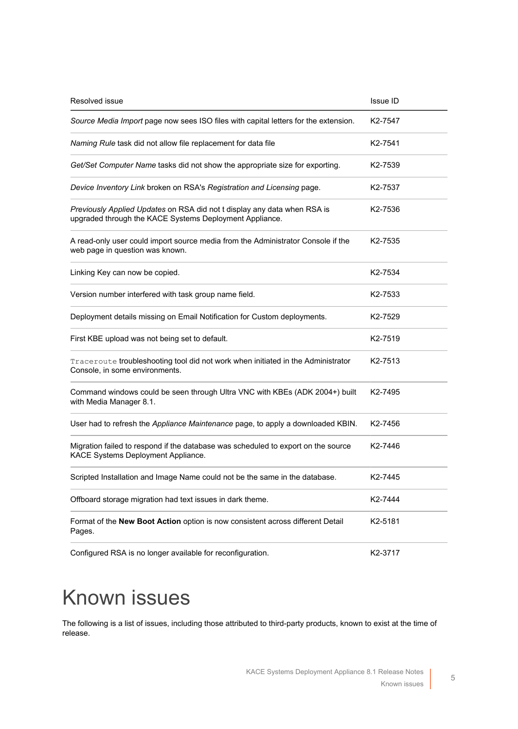| Resolved issue | Issue ID |
|---|---|
| *Source Media Import* page now sees ISO files with capital letters for the extension. | K2-7547 |
| *Naming Rule* task did not allow file replacement for data file | K2-7541 |
| *Get/Set Computer Name* tasks did not show the appropriate size for exporting. | K2-7539 |
| *Device Inventory Link* broken on RSA's *Registration and Licensing* page. | K2-7537 |
| *Previously Applied Updates* on RSA did not t display any data when RSA is upgraded through the KACE Systems Deployment Appliance. | K2-7536 |
| A read-only user could import source media from the Administrator Console if the web page in question was known. | K2-7535 |
| Linking Key can now be copied. | K2-7534 |
| Version number interfered with task group name field. | K2-7533 |
| Deployment details missing on Email Notification for Custom deployments. | K2-7529 |
| First KBE upload was not being set to default. | K2-7519 |
| `Traceroute` troubleshooting tool did not work when initiated in the Administrator Console, in some environments. | K2-7513 |
| Command windows could be seen through Ultra VNC with KBEs (ADK 2004+) built with Media Manager 8.1. | K2-7495 |
| User had to refresh the *Appliance Maintenance* page, to apply a downloaded KBIN. | K2-7456 |
| Migration failed to respond if the database was scheduled to export on the source KACE Systems Deployment Appliance. | K2-7446 |
| Scripted Installation and Image Name could not be the same in the database. | K2-7445 |
| Offboard storage migration had text issues in dark theme. | K2-7444 |
| Format of the **New Boot Action** option is now consistent across different Detail Pages. | K2-5181 |
| Configured RSA is no longer available for reconfiguration. | K2-3717 |

# Known issues

The following is a list of issues, including those attributed to third-party products, known to exist at the time of release.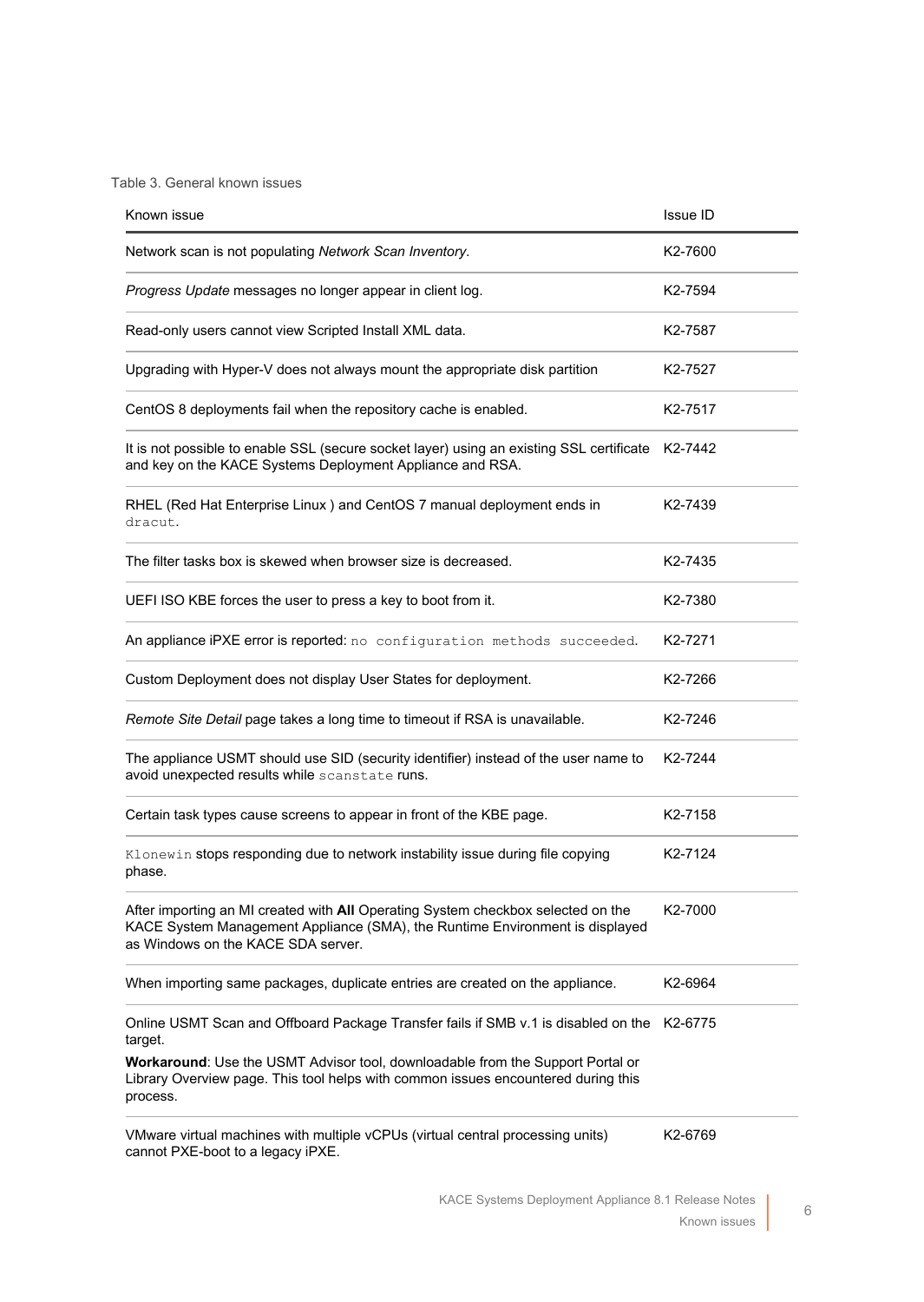Table 3. General known issues

| Known issue | Issue ID |
|---|---|
| Network scan is not populating *Network Scan Inventory*. | K2-7600 |
| *Progress Update* messages no longer appear in client log. | K2-7594 |
| Read-only users cannot view Scripted Install XML data. | K2-7587 |
| Upgrading with Hyper-V does not always mount the appropriate disk partition | K2-7527 |
| CentOS 8 deployments fail when the repository cache is enabled. | K2-7517 |
| It is not possible to enable SSL (secure socket layer) using an existing SSL certificate and key on the KACE Systems Deployment Appliance and RSA. | K2-7442 |
| RHEL (Red Hat Enterprise Linux ) and CentOS 7 manual deployment ends in `dracut`. | K2-7439 |
| The filter tasks box is skewed when browser size is decreased. | K2-7435 |
| UEFI ISO KBE forces the user to press a key to boot from it. | K2-7380 |
| An appliance iPXE error is reported: `no configuration methods succeeded`. | K2-7271 |
| Custom Deployment does not display User States for deployment. | K2-7266 |
| *Remote Site Detail* page takes a long time to timeout if RSA is unavailable. | K2-7246 |
| The appliance USMT should use SID (security identifier) instead of the user name to avoid unexpected results while `scanstate` runs. | K2-7244 |
| Certain task types cause screens to appear in front of the KBE page. | K2-7158 |
| `Klonewin` stops responding due to network instability issue during file copying phase. | K2-7124 |
| After importing an MI created with **All** Operating System checkbox selected on the KACE System Management Appliance (SMA), the Runtime Environment is displayed as Windows on the KACE SDA server. | K2-7000 |
| When importing same packages, duplicate entries are created on the appliance. | K2-6964 |
| Online USMT Scan and Offboard Package Transfer fails if SMB v.1 is disabled on the target.<br><br>**Workaround**: Use the USMT Advisor tool, downloadable from the Support Portal or Library Overview page. This tool helps with common issues encountered during this process. | K2-6775 |
| VMware virtual machines with multiple vCPUs (virtual central processing units) cannot PXE-boot to a legacy iPXE. | K2-6769 |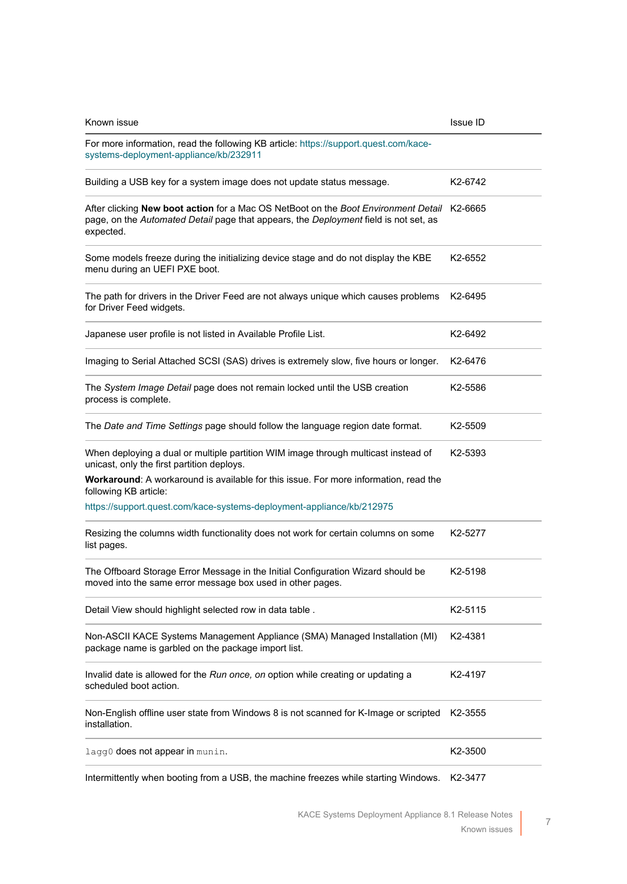| Known issue | Issue ID |
| --- | --- |
| For more information, read the following KB article: https://support.quest.com/kace-systems-deployment-appliance/kb/232911 | |
| Building a USB key for a system image does not update status message. | K2-6742 |
| After clicking **New boot action** for a Mac OS NetBoot on the *Boot Environment Detail* page, on the *Automated Detail* page that appears, the *Deployment* field is not set, as expected. | K2-6665 |
| Some models freeze during the initializing device stage and do not display the KBE menu during an UEFI PXE boot. | K2-6552 |
| The path for drivers in the Driver Feed are not always unique which causes problems for Driver Feed widgets. | K2-6495 |
| Japanese user profile is not listed in Available Profile List. | K2-6492 |
| Imaging to Serial Attached SCSI (SAS) drives is extremely slow, five hours or longer. | K2-6476 |
| The *System Image Detail* page does not remain locked until the USB creation process is complete. | K2-5586 |
| The *Date and Time Settings* page should follow the language region date format. | K2-5509 |
| When deploying a dual or multiple partition WIM image through multicast instead of unicast, only the first partition deploys.<br>**Workaround**: A workaround is available for this issue. For more information, read the following KB article:<br>https://support.quest.com/kace-systems-deployment-appliance/kb/212975 | K2-5393 |
| Resizing the columns width functionality does not work for certain columns on some list pages. | K2-5277 |
| The Offboard Storage Error Message in the Initial Configuration Wizard should be moved into the same error message box used in other pages. | K2-5198 |
| Detail View should highlight selected row in data table . | K2-5115 |
| Non-ASCII KACE Systems Management Appliance (SMA) Managed Installation (MI) package name is garbled on the package import list. | K2-4381 |
| Invalid date is allowed for the *Run once, on* option while creating or updating a scheduled boot action. | K2-4197 |
| Non-English offline user state from Windows 8 is not scanned for K-Image or scripted installation. | K2-3555 |
| `lagg0` does not appear in `munin`. | K2-3500 |
| Intermittently when booting from a USB, the machine freezes while starting Windows. | K2-3477 |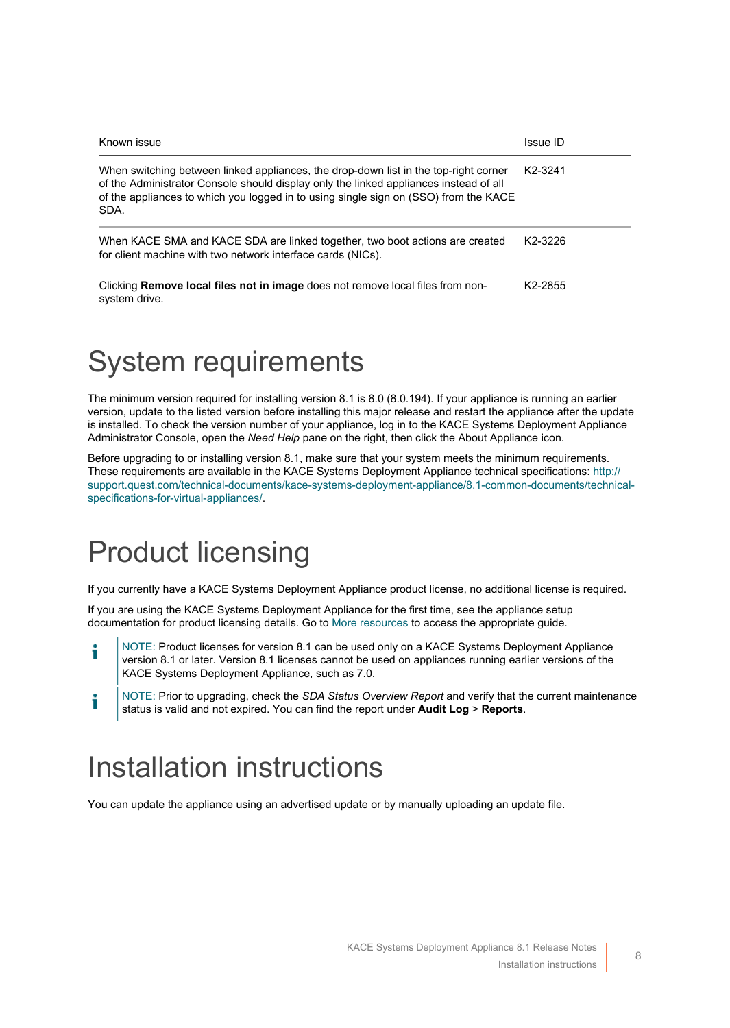| Known issue | Issue ID |
| --- | --- |
| When switching between linked appliances, the drop-down list in the top-right corner of the Administrator Console should display only the linked appliances instead of all of the appliances to which you logged in to using single sign on (SSO) from the KACE SDA. | K2-3241 |
| When KACE SMA and KACE SDA are linked together, two boot actions are created for client machine with two network interface cards (NICs). | K2-3226 |
| Clicking **Remove local files not in image** does not remove local files from non-system drive. | K2-2855 |

# System requirements

The minimum version required for installing version 8.1 is 8.0 (8.0.194). If your appliance is running an earlier version, update to the listed version before installing this major release and restart the appliance after the update is installed. To check the version number of your appliance, log in to the KACE Systems Deployment Appliance Administrator Console, open the *Need Help* pane on the right, then click the About Appliance icon.

Before upgrading to or installing version 8.1, make sure that your system meets the minimum requirements. These requirements are available in the KACE Systems Deployment Appliance technical specifications: http://support.quest.com/technical-documents/kace-systems-deployment-appliance/8.1-common-documents/technical-specifications-for-virtual-appliances/.

# Product licensing

If you currently have a KACE Systems Deployment Appliance product license, no additional license is required.

If you are using the KACE Systems Deployment Appliance for the first time, see the appliance setup documentation for product licensing details. Go to More resources to access the appropriate guide.

> NOTE: Product licenses for version 8.1 can be used only on a KACE Systems Deployment Appliance version 8.1 or later. Version 8.1 licenses cannot be used on appliances running earlier versions of the KACE Systems Deployment Appliance, such as 7.0.

> NOTE: Prior to upgrading, check the *SDA Status Overview Report* and verify that the current maintenance status is valid and not expired. You can find the report under **Audit Log** > **Reports**.

# Installation instructions

You can update the appliance using an advertised update or by manually uploading an update file.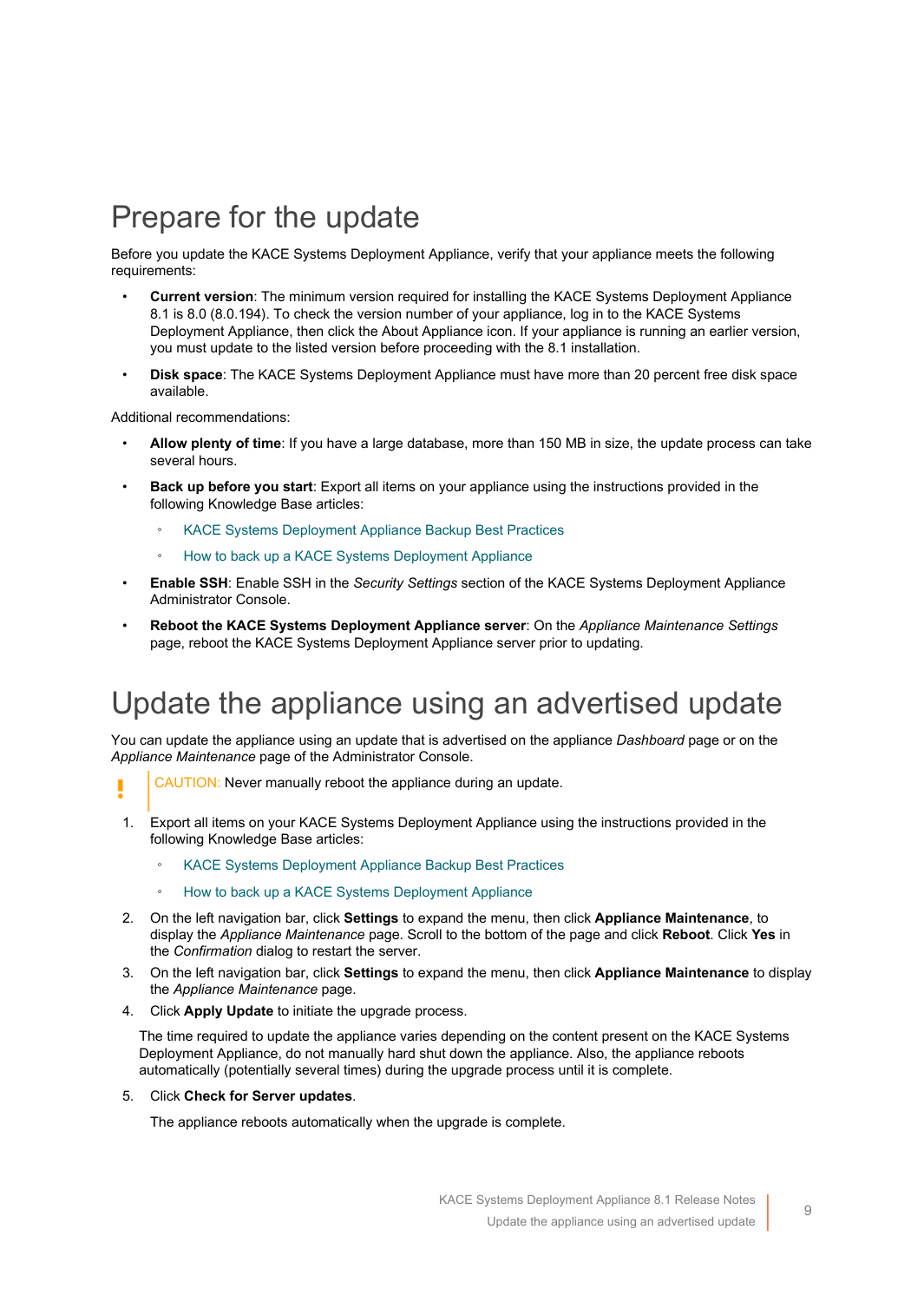# Prepare for the update

Before you update the KACE Systems Deployment Appliance, verify that your appliance meets the following requirements:

- **Current version**: The minimum version required for installing the KACE Systems Deployment Appliance 8.1 is 8.0 (8.0.194). To check the version number of your appliance, log in to the KACE Systems Deployment Appliance, then click the About Appliance icon. If your appliance is running an earlier version, you must update to the listed version before proceeding with the 8.1 installation.
- **Disk space**: The KACE Systems Deployment Appliance must have more than 20 percent free disk space available.

Additional recommendations:

- **Allow plenty of time**: If you have a large database, more than 150 MB in size, the update process can take several hours.
- **Back up before you start**: Export all items on your appliance using the instructions provided in the following Knowledge Base articles:
  - KACE Systems Deployment Appliance Backup Best Practices
  - How to back up a KACE Systems Deployment Appliance
- **Enable SSH**: Enable SSH in the *Security Settings* section of the KACE Systems Deployment Appliance Administrator Console.
- **Reboot the KACE Systems Deployment Appliance server**: On the *Appliance Maintenance Settings* page, reboot the KACE Systems Deployment Appliance server prior to updating.

# Update the appliance using an advertised update

You can update the appliance using an update that is advertised on the appliance *Dashboard* page or on the *Appliance Maintenance* page of the Administrator Console.

> **!** CAUTION: Never manually reboot the appliance during an update.

1. Export all items on your KACE Systems Deployment Appliance using the instructions provided in the following Knowledge Base articles:
   - KACE Systems Deployment Appliance Backup Best Practices
   - How to back up a KACE Systems Deployment Appliance
2. On the left navigation bar, click **Settings** to expand the menu, then click **Appliance Maintenance**, to display the *Appliance Maintenance* page. Scroll to the bottom of the page and click **Reboot**. Click **Yes** in the *Confirmation* dialog to restart the server.
3. On the left navigation bar, click **Settings** to expand the menu, then click **Appliance Maintenance** to display the *Appliance Maintenance* page.
4. Click **Apply Update** to initiate the upgrade process.

   The time required to update the appliance varies depending on the content present on the KACE Systems Deployment Appliance, do not manually hard shut down the appliance. Also, the appliance reboots automatically (potentially several times) during the upgrade process until it is complete.
5. Click **Check for Server updates**.

   The appliance reboots automatically when the upgrade is complete.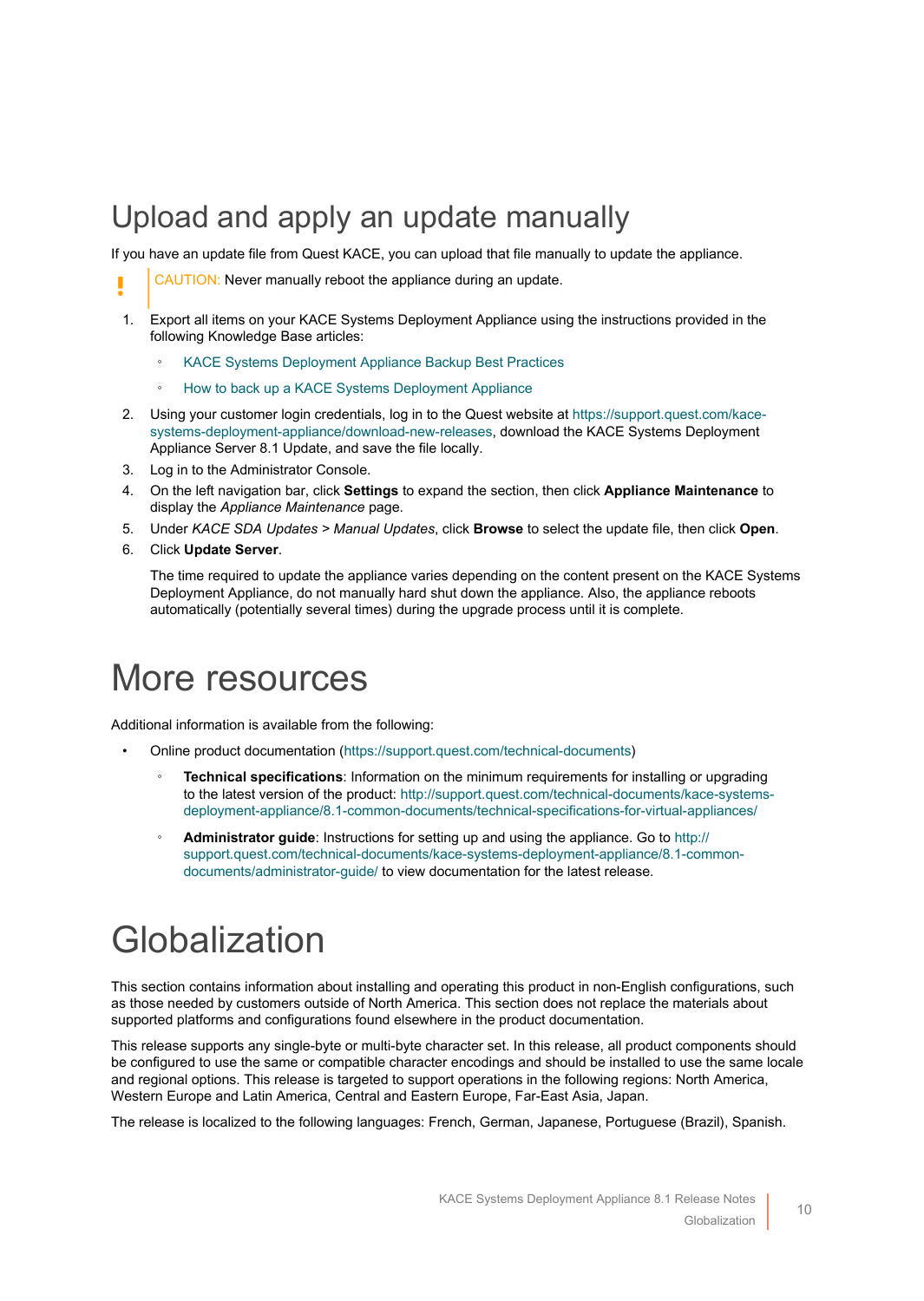# Upload and apply an update manually

If you have an update file from Quest KACE, you can upload that file manually to update the appliance.

> **!** CAUTION: Never manually reboot the appliance during an update.

1. Export all items on your KACE Systems Deployment Appliance using the instructions provided in the following Knowledge Base articles:
   - KACE Systems Deployment Appliance Backup Best Practices
   - How to back up a KACE Systems Deployment Appliance
2. Using your customer login credentials, log in to the Quest website at https://support.quest.com/kace-systems-deployment-appliance/download-new-releases, download the KACE Systems Deployment Appliance Server 8.1 Update, and save the file locally.
3. Log in to the Administrator Console.
4. On the left navigation bar, click **Settings** to expand the section, then click **Appliance Maintenance** to display the *Appliance Maintenance* page.
5. Under *KACE SDA Updates* > *Manual Updates*, click **Browse** to select the update file, then click **Open**.
6. Click **Update Server**.

   The time required to update the appliance varies depending on the content present on the KACE Systems Deployment Appliance, do not manually hard shut down the appliance. Also, the appliance reboots automatically (potentially several times) during the upgrade process until it is complete.

# More resources

Additional information is available from the following:

- Online product documentation (https://support.quest.com/technical-documents)
  - **Technical specifications**: Information on the minimum requirements for installing or upgrading to the latest version of the product: http://support.quest.com/technical-documents/kace-systems-deployment-appliance/8.1-common-documents/technical-specifications-for-virtual-appliances/
  - **Administrator guide**: Instructions for setting up and using the appliance. Go to http://support.quest.com/technical-documents/kace-systems-deployment-appliance/8.1-common-documents/administrator-guide/ to view documentation for the latest release.

# Globalization

This section contains information about installing and operating this product in non-English configurations, such as those needed by customers outside of North America. This section does not replace the materials about supported platforms and configurations found elsewhere in the product documentation.

This release supports any single-byte or multi-byte character set. In this release, all product components should be configured to use the same or compatible character encodings and should be installed to use the same locale and regional options. This release is targeted to support operations in the following regions: North America, Western Europe and Latin America, Central and Eastern Europe, Far-East Asia, Japan.

The release is localized to the following languages: French, German, Japanese, Portuguese (Brazil), Spanish.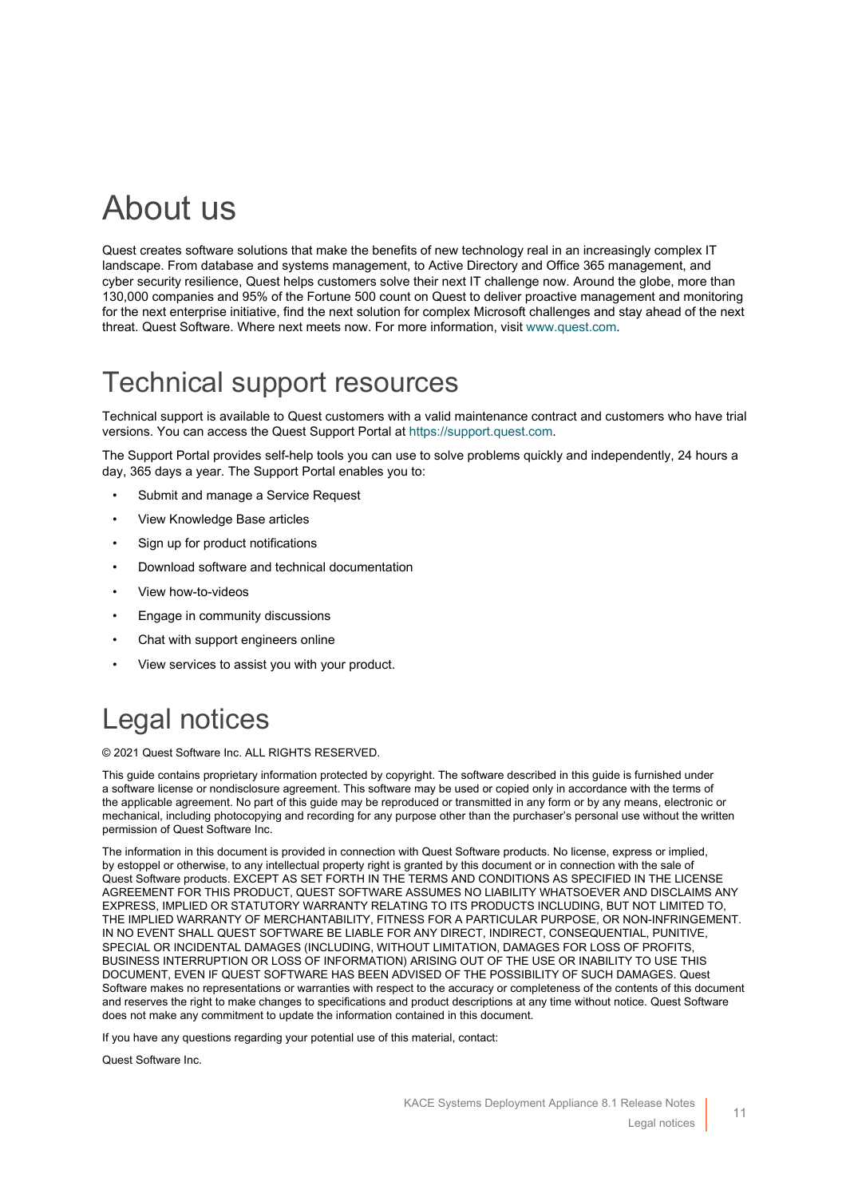# About us

Quest creates software solutions that make the benefits of new technology real in an increasingly complex IT landscape. From database and systems management, to Active Directory and Office 365 management, and cyber security resilience, Quest helps customers solve their next IT challenge now. Around the globe, more than 130,000 companies and 95% of the Fortune 500 count on Quest to deliver proactive management and monitoring for the next enterprise initiative, find the next solution for complex Microsoft challenges and stay ahead of the next threat. Quest Software. Where next meets now. For more information, visit www.quest.com.

# Technical support resources

Technical support is available to Quest customers with a valid maintenance contract and customers who have trial versions. You can access the Quest Support Portal at https://support.quest.com.

The Support Portal provides self-help tools you can use to solve problems quickly and independently, 24 hours a day, 365 days a year. The Support Portal enables you to:

- Submit and manage a Service Request
- View Knowledge Base articles
- Sign up for product notifications
- Download software and technical documentation
- View how-to-videos
- Engage in community discussions
- Chat with support engineers online
- View services to assist you with your product.

# Legal notices

© 2021 Quest Software Inc. ALL RIGHTS RESERVED.

This guide contains proprietary information protected by copyright. The software described in this guide is furnished under a software license or nondisclosure agreement. This software may be used or copied only in accordance with the terms of the applicable agreement. No part of this guide may be reproduced or transmitted in any form or by any means, electronic or mechanical, including photocopying and recording for any purpose other than the purchaser's personal use without the written permission of Quest Software Inc.

The information in this document is provided in connection with Quest Software products. No license, express or implied, by estoppel or otherwise, to any intellectual property right is granted by this document or in connection with the sale of Quest Software products. EXCEPT AS SET FORTH IN THE TERMS AND CONDITIONS AS SPECIFIED IN THE LICENSE AGREEMENT FOR THIS PRODUCT, QUEST SOFTWARE ASSUMES NO LIABILITY WHATSOEVER AND DISCLAIMS ANY EXPRESS, IMPLIED OR STATUTORY WARRANTY RELATING TO ITS PRODUCTS INCLUDING, BUT NOT LIMITED TO, THE IMPLIED WARRANTY OF MERCHANTABILITY, FITNESS FOR A PARTICULAR PURPOSE, OR NON-INFRINGEMENT. IN NO EVENT SHALL QUEST SOFTWARE BE LIABLE FOR ANY DIRECT, INDIRECT, CONSEQUENTIAL, PUNITIVE, SPECIAL OR INCIDENTAL DAMAGES (INCLUDING, WITHOUT LIMITATION, DAMAGES FOR LOSS OF PROFITS, BUSINESS INTERRUPTION OR LOSS OF INFORMATION) ARISING OUT OF THE USE OR INABILITY TO USE THIS DOCUMENT, EVEN IF QUEST SOFTWARE HAS BEEN ADVISED OF THE POSSIBILITY OF SUCH DAMAGES. Quest Software makes no representations or warranties with respect to the accuracy or completeness of the contents of this document and reserves the right to make changes to specifications and product descriptions at any time without notice. Quest Software does not make any commitment to update the information contained in this document.

If you have any questions regarding your potential use of this material, contact:

Quest Software Inc.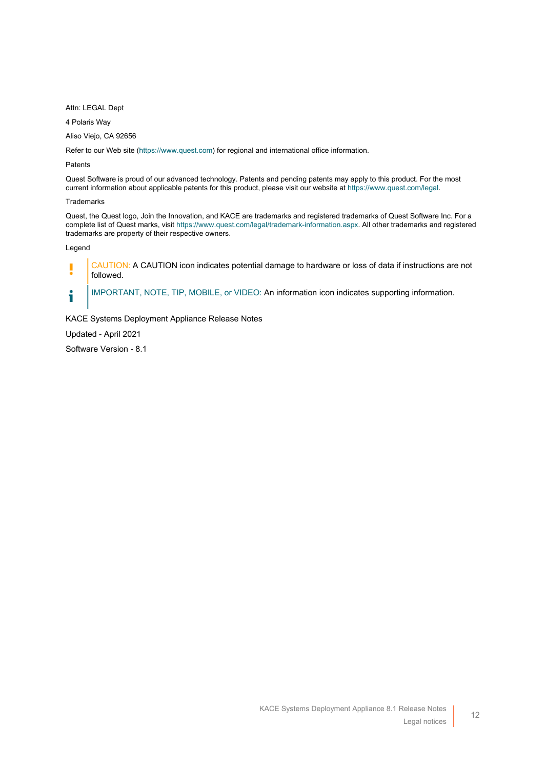Attn: LEGAL Dept

4 Polaris Way

Aliso Viejo, CA 92656

Refer to our Web site (https://www.quest.com) for regional and international office information.

Patents

Quest Software is proud of our advanced technology. Patents and pending patents may apply to this product. For the most current information about applicable patents for this product, please visit our website at https://www.quest.com/legal.

Trademarks

Quest, the Quest logo, Join the Innovation, and KACE are trademarks and registered trademarks of Quest Software Inc. For a complete list of Quest marks, visit https://www.quest.com/legal/trademark-information.aspx. All other trademarks and registered trademarks are property of their respective owners.

Legend

CAUTION: A CAUTION icon indicates potential damage to hardware or loss of data if instructions are not followed.

IMPORTANT, NOTE, TIP, MOBILE, or VIDEO: An information icon indicates supporting information.

KACE Systems Deployment Appliance Release Notes

Updated - April 2021

Software Version - 8.1